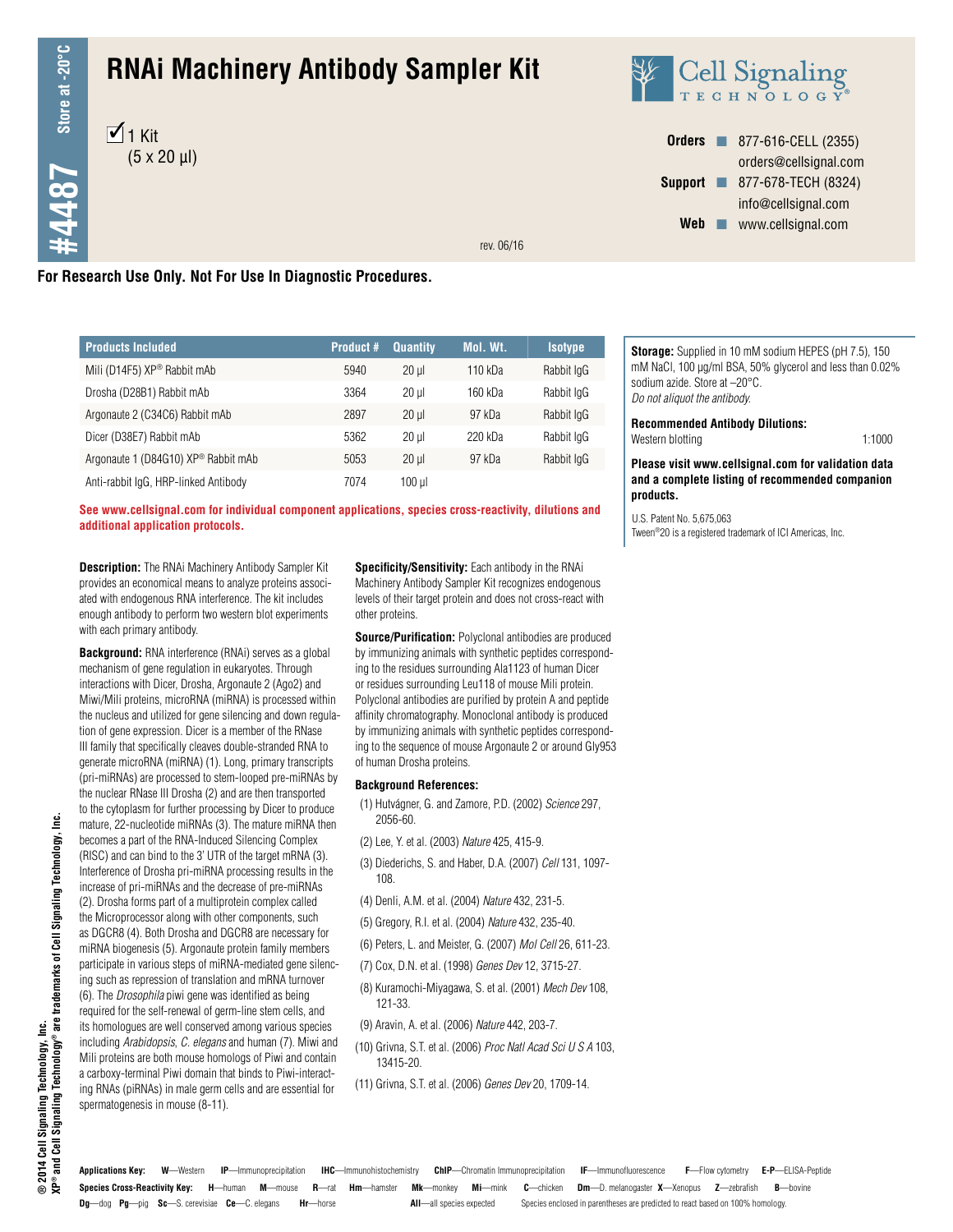# RNAi Machinery Antibody Sampler Kit

Store at -20°C

#4487

☑ 1 Kit
(5 x 20 µl)

Cell Signaling TECHNOLOGY®

**Orders** ■ 877-616-CELL (2355)
orders@cellsignal.com
**Support** ■ 877-678-TECH (8324)
info@cellsignal.com
**Web** ■ www.cellsignal.com

rev. 06/16

**For Research Use Only. Not For Use In Diagnostic Procedures.**

| Products Included | Product # | Quantity | Mol. Wt. | Isotype |
|---|---|---|---|---|
| Mili (D14F5) XP® Rabbit mAb | 5940 | 20 µl | 110 kDa | Rabbit IgG |
| Drosha (D28B1) Rabbit mAb | 3364 | 20 µl | 160 kDa | Rabbit IgG |
| Argonaute 2 (C34C6) Rabbit mAb | 2897 | 20 µl | 97 kDa | Rabbit IgG |
| Dicer (D38E7) Rabbit mAb | 5362 | 20 µl | 220 kDa | Rabbit IgG |
| Argonaute 1 (D84G10) XP® Rabbit mAb | 5053 | 20 µl | 97 kDa | Rabbit IgG |
| Anti-rabbit IgG, HRP-linked Antibody | 7074 | 100 µl | | |

**See www.cellsignal.com for individual component applications, species cross-reactivity, dilutions and additional application protocols.**

**Description:** The RNAi Machinery Antibody Sampler Kit provides an economical means to analyze proteins associated with endogenous RNA interference. The kit includes enough antibody to perform two western blot experiments with each primary antibody.

**Background:** RNA interference (RNAi) serves as a global mechanism of gene regulation in eukaryotes. Through interactions with Dicer, Drosha, Argonaute 2 (Ago2) and Miwi/Mili proteins, microRNA (miRNA) is processed within the nucleus and utilized for gene silencing and down regulation of gene expression. Dicer is a member of the RNase III family that specifically cleaves double-stranded RNA to generate microRNA (miRNA) (1). Long, primary transcripts (pri-miRNAs) are processed to stem-looped pre-miRNAs by the nuclear RNase III Drosha (2) and are then transported to the cytoplasm for further processing by Dicer to produce mature, 22-nucleotide miRNAs (3). The mature miRNA then becomes a part of the RNA-Induced Silencing Complex (RISC) and can bind to the 3' UTR of the target mRNA (3). Interference of Drosha pri-miRNA processing results in the increase of pri-miRNAs and the decrease of pre-miRNAs (2). Drosha forms part of a multiprotein complex called the Microprocessor along with other components, such as DGCR8 (4). Both Drosha and DGCR8 are necessary for miRNA biogenesis (5). Argonaute protein family members participate in various steps of miRNA-mediated gene silencing such as repression of translation and mRNA turnover (6). The *Drosophila* piwi gene was identified as being required for the self-renewal of germ-line stem cells, and its homologues are well conserved among various species including *Arabidopsis*, *C. elegans* and human (7). Miwi and Mili proteins are both mouse homologs of Piwi and contain a carboxy-terminal Piwi domain that binds to Piwi-interacting RNAs (piRNAs) in male germ cells and are essential for spermatogenesis in mouse (8-11).

**Specificity/Sensitivity:** Each antibody in the RNAi Machinery Antibody Sampler Kit recognizes endogenous levels of their target protein and does not cross-react with other proteins.

**Source/Purification:** Polyclonal antibodies are produced by immunizing animals with synthetic peptides corresponding to the residues surrounding Ala1123 of human Dicer or residues surrounding Leu118 of mouse Mili protein. Polyclonal antibodies are purified by protein A and peptide affinity chromatography. Monoclonal antibody is produced by immunizing animals with synthetic peptides corresponding to the sequence of mouse Argonaute 2 or around Gly953 of human Drosha proteins.

**Background References:**

(1) Hutvágner, G. and Zamore, P.D. (2002) *Science* 297, 2056-60.

(2) Lee, Y. et al. (2003) *Nature* 425, 415-9.

(3) Diederichs, S. and Haber, D.A. (2007) *Cell* 131, 1097-108.

(4) Denli, A.M. et al. (2004) *Nature* 432, 231-5.

(5) Gregory, R.I. et al. (2004) *Nature* 432, 235-40.

(6) Peters, L. and Meister, G. (2007) *Mol Cell* 26, 611-23.

(7) Cox, D.N. et al. (1998) *Genes Dev* 12, 3715-27.

(8) Kuramochi-Miyagawa, S. et al. (2001) *Mech Dev* 108, 121-33.

(9) Aravin, A. et al. (2006) *Nature* 442, 203-7.

(10) Grivna, S.T. et al. (2006) *Proc Natl Acad Sci U S A* 103, 13415-20.

(11) Grivna, S.T. et al. (2006) *Genes Dev* 20, 1709-14.

**Storage:** Supplied in 10 mM sodium HEPES (pH 7.5), 150 mM NaCl, 100 µg/ml BSA, 50% glycerol and less than 0.02% sodium azide. Store at –20°C.
*Do not aliquot the antibody.*

**Recommended Antibody Dilutions:**
Western blotting 1:1000

**Please visit www.cellsignal.com for validation data and a complete listing of recommended companion products.**

U.S. Patent No. 5,675,063
Tween®20 is a registered trademark of ICI Americas, Inc.

© 2014 Cell Signaling Technology, Inc.
XP® and Cell Signaling Technology® are trademarks of Cell Signaling Technology, Inc.

**Applications Key:** **W**—Western **IP**—Immunoprecipitation **IHC**—Immunohistochemistry **ChIP**—Chromatin Immunoprecipitation **IF**—Immunofluorescence **F**—Flow cytometry **E-P**—ELISA-Peptide

**Species Cross-Reactivity Key:** **H**—human **M**—mouse **R**—rat **Hm**—hamster **Mk**—monkey **Mi**—mink **C**—chicken **Dm**—D. melanogaster **X**—Xenopus **Z**—zebrafish **B**—bovine **Dg**—dog **Pg**—pig **Sc**—S. cerevisiae **Ce**—C. elegans **Hr**—horse **All**—all species expected Species enclosed in parentheses are predicted to react based on 100% homology.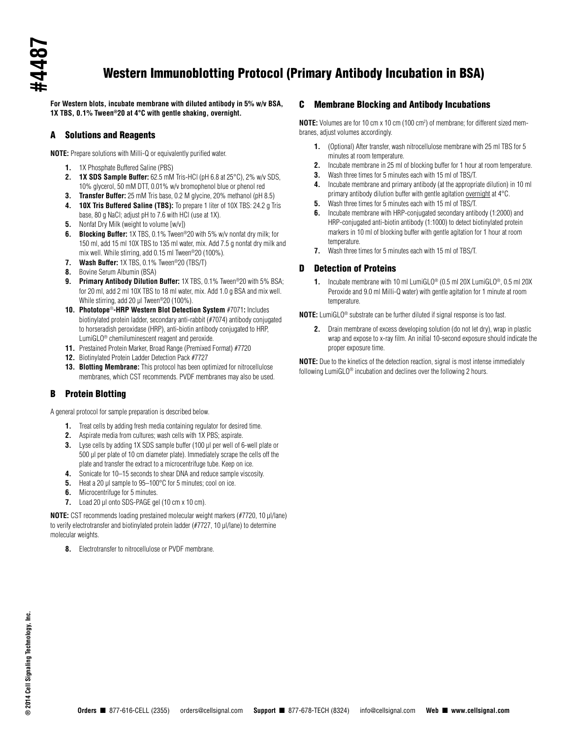# Western Immunoblotting Protocol (Primary Antibody Incubation in BSA)

**For Western blots, incubate membrane with diluted antibody in 5% w/v BSA, 1X TBS, 0.1% Tween®20 at 4°C with gentle shaking, overnight.**

## A Solutions and Reagents

**NOTE:** Prepare solutions with Milli-Q or equivalently purified water.

1. 1X Phosphate Buffered Saline (PBS)
2. **1X SDS Sample Buffer:** 62.5 mM Tris-HCl (pH 6.8 at 25°C), 2% w/v SDS, 10% glycerol, 50 mM DTT, 0.01% w/v bromophenol blue or phenol red
3. **Transfer Buffer:** 25 mM Tris base, 0.2 M glycine, 20% methanol (pH 8.5)
4. **10X Tris Buffered Saline (TBS):** To prepare 1 liter of 10X TBS: 24.2 g Tris base, 80 g NaCl; adjust pH to 7.6 with HCl (use at 1X).
5. Nonfat Dry Milk (weight to volume [w/v])
6. **Blocking Buffer:** 1X TBS, 0.1% Tween®20 with 5% w/v nonfat dry milk; for 150 ml, add 15 ml 10X TBS to 135 ml water, mix. Add 7.5 g nonfat dry milk and mix well. While stirring, add 0.15 ml Tween®20 (100%).
7. **Wash Buffer:** 1X TBS, 0.1% Tween®20 (TBS/T)
8. Bovine Serum Albumin (BSA)
9. **Primary Antibody Dilution Buffer:** 1X TBS, 0.1% Tween®20 with 5% BSA; for 20 ml, add 2 ml 10X TBS to 18 ml water, mix. Add 1.0 g BSA and mix well. While stirring, add 20 µl Tween®20 (100%).
10. **Phototope®-HRP Western Blot Detection System** #7071**:** Includes biotinylated protein ladder, secondary anti-rabbit (#7074) antibody conjugated to horseradish peroxidase (HRP), anti-biotin antibody conjugated to HRP, LumiGLO® chemiluminescent reagent and peroxide.
11. Prestained Protein Marker, Broad Range (Premixed Format) #7720
12. Biotinylated Protein Ladder Detection Pack #7727
13. **Blotting Membrane:** This protocol has been optimized for nitrocellulose membranes, which CST recommends. PVDF membranes may also be used.

## B Protein Blotting

A general protocol for sample preparation is described below.

1. Treat cells by adding fresh media containing regulator for desired time.
2. Aspirate media from cultures; wash cells with 1X PBS; aspirate.
3. Lyse cells by adding 1X SDS sample buffer (100 µl per well of 6-well plate or 500 µl per plate of 10 cm diameter plate). Immediately scrape the cells off the plate and transfer the extract to a microcentrifuge tube. Keep on ice.
4. Sonicate for 10–15 seconds to shear DNA and reduce sample viscosity.
5. Heat a 20 µl sample to 95–100°C for 5 minutes; cool on ice.
6. Microcentrifuge for 5 minutes.
7. Load 20 µl onto SDS-PAGE gel (10 cm x 10 cm).

**NOTE:** CST recommends loading prestained molecular weight markers (#7720, 10 µl/lane) to verify electrotransfer and biotinylated protein ladder (#7727, 10 µl/lane) to determine molecular weights.

8. Electrotransfer to nitrocellulose or PVDF membrane.

## C Membrane Blocking and Antibody Incubations

**NOTE:** Volumes are for 10 cm x 10 cm (100 cm$^2$) of membrane; for different sized membranes, adjust volumes accordingly.

1. (Optional) After transfer, wash nitrocellulose membrane with 25 ml TBS for 5 minutes at room temperature.
2. Incubate membrane in 25 ml of blocking buffer for 1 hour at room temperature.
3. Wash three times for 5 minutes each with 15 ml of TBS/T.
4. Incubate membrane and primary antibody (at the appropriate dilution) in 10 ml primary antibody dilution buffer with gentle agitation overnight at 4°C.
5. Wash three times for 5 minutes each with 15 ml of TBS/T.
6. Incubate membrane with HRP-conjugated secondary antibody (1:2000) and HRP-conjugated anti-biotin antibody (1:1000) to detect biotinylated protein markers in 10 ml of blocking buffer with gentle agitation for 1 hour at room temperature.
7. Wash three times for 5 minutes each with 15 ml of TBS/T.

## D Detection of Proteins

1. Incubate membrane with 10 ml LumiGLO® (0.5 ml 20X LumiGLO®, 0.5 ml 20X Peroxide and 9.0 ml Milli-Q water) with gentle agitation for 1 minute at room temperature.

**NOTE:** LumiGLO® substrate can be further diluted if signal response is too fast.

2. Drain membrane of excess developing solution (do not let dry), wrap in plastic wrap and expose to x-ray film. An initial 10-second exposure should indicate the proper exposure time.

**NOTE:** Due to the kinetics of the detection reaction, signal is most intense immediately following LumiGLO® incubation and declines over the following 2 hours.